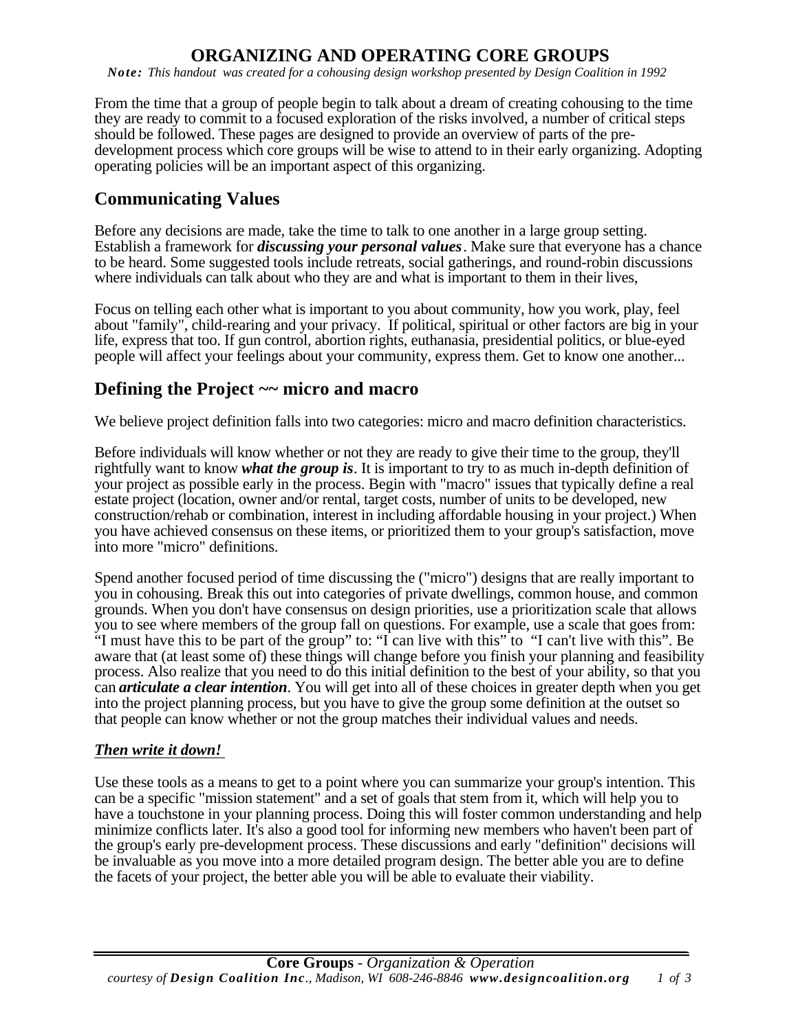# ORGANIZING AND OPERATING CORE GROUPS

***Note:*** *This handout was created for a cohousing design workshop presented by Design Coalition in 1992*

From the time that a group of people begin to talk about a dream of creating cohousing to the time they are ready to commit to a focused exploration of the risks involved, a number of critical steps should be followed. These pages are designed to provide an overview of parts of the pre-development process which core groups will be wise to attend to in their early organizing. Adopting operating policies will be an important aspect of this organizing.

## Communicating Values

Before any decisions are made, take the time to talk to one another in a large group setting. Establish a framework for ***discussing your personal values***. Make sure that everyone has a chance to be heard. Some suggested tools include retreats, social gatherings, and round-robin discussions where individuals can talk about who they are and what is important to them in their lives,

Focus on telling each other what is important to you about community, how you work, play, feel about "family", child-rearing and your privacy. If political, spiritual or other factors are big in your life, express that too. If gun control, abortion rights, euthanasia, presidential politics, or blue-eyed people will affect your feelings about your community, express them. Get to know one another...

## Defining the Project ~~ micro and macro

We believe project definition falls into two categories: micro and macro definition characteristics.

Before individuals will know whether or not they are ready to give their time to the group, they'll rightfully want to know ***what the group is***. It is important to try to as much in-depth definition of your project as possible early in the process. Begin with "macro" issues that typically define a real estate project (location, owner and/or rental, target costs, number of units to be developed, new construction/rehab or combination, interest in including affordable housing in your project.) When you have achieved consensus on these items, or prioritized them to your group's satisfaction, move into more "micro" definitions.

Spend another focused period of time discussing the ("micro") designs that are really important to you in cohousing. Break this out into categories of private dwellings, common house, and common grounds. When you don't have consensus on design priorities, use a prioritization scale that allows you to see where members of the group fall on questions. For example, use a scale that goes from: "I must have this to be part of the group" to: "I can live with this" to "I can't live with this". Be aware that (at least some of) these things will change before you finish your planning and feasibility process. Also realize that you need to do this initial definition to the best of your ability, so that you can ***articulate a clear intention***. You will get into all of these choices in greater depth when you get into the project planning process, but you have to give the group some definition at the outset so that people can know whether or not the group matches their individual values and needs.

### ***Then write it down!***

Use these tools as a means to get to a point where you can summarize your group's intention. This can be a specific "mission statement" and a set of goals that stem from it, which will help you to have a touchstone in your planning process. Doing this will foster common understanding and help minimize conflicts later. It's also a good tool for informing new members who haven't been part of the group's early pre-development process. These discussions and early "definition" decisions will be invaluable as you move into a more detailed program design. The better able you are to define the facets of your project, the better able you will be able to evaluate their viability.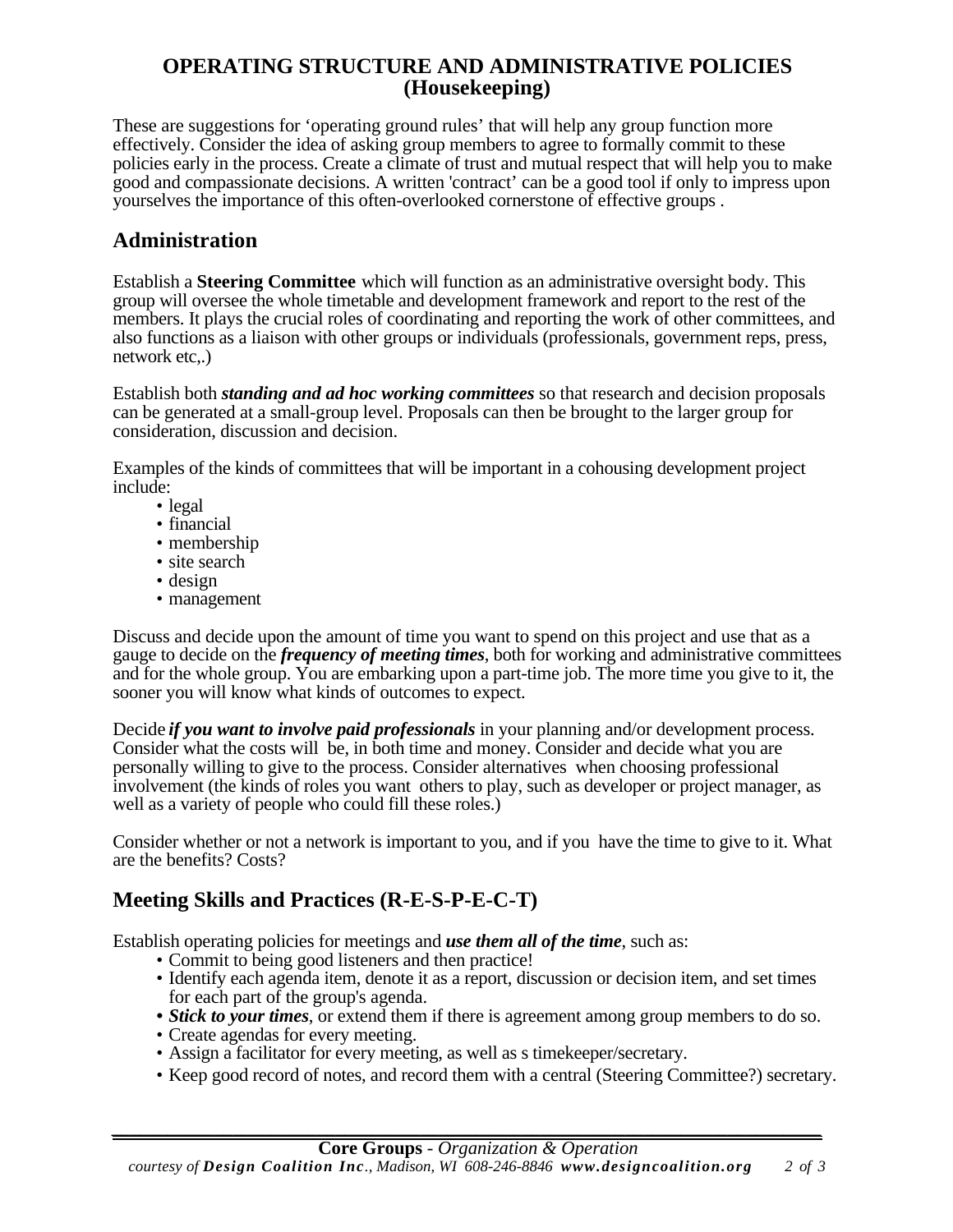# OPERATING STRUCTURE AND ADMINISTRATIVE POLICIES (Housekeeping)

These are suggestions for 'operating ground rules' that will help any group function more effectively. Consider the idea of asking group members to agree to formally commit to these policies early in the process. Create a climate of trust and mutual respect that will help you to make good and compassionate decisions. A written 'contract' can be a good tool if only to impress upon yourselves the importance of this often-overlooked cornerstone of effective groups .

## Administration

Establish a **Steering Committee** which will function as an administrative oversight body. This group will oversee the whole timetable and development framework and report to the rest of the members. It plays the crucial roles of coordinating and reporting the work of other committees, and also functions as a liaison with other groups or individuals (professionals, government reps, press, network etc,.)

Establish both ***standing and ad hoc working committees*** so that research and decision proposals can be generated at a small-group level. Proposals can then be brought to the larger group for consideration, discussion and decision.

Examples of the kinds of committees that will be important in a cohousing development project include:

- legal
- financial
- membership
- site search
- design
- management

Discuss and decide upon the amount of time you want to spend on this project and use that as a gauge to decide on the ***frequency of meeting times***, both for working and administrative committees and for the whole group. You are embarking upon a part-time job. The more time you give to it, the sooner you will know what kinds of outcomes to expect.

Decide ***if you want to involve paid professionals*** in your planning and/or development process. Consider what the costs will be, in both time and money. Consider and decide what you are personally willing to give to the process. Consider alternatives when choosing professional involvement (the kinds of roles you want others to play, such as developer or project manager, as well as a variety of people who could fill these roles.)

Consider whether or not a network is important to you, and if you have the time to give to it. What are the benefits? Costs?

## Meeting Skills and Practices (R-E-S-P-E-C-T)

Establish operating policies for meetings and ***use them all of the time***, such as:

- Commit to being good listeners and then practice!
- Identify each agenda item, denote it as a report, discussion or decision item, and set times for each part of the group's agenda.
- ***Stick to your times***, or extend them if there is agreement among group members to do so.
- Create agendas for every meeting.
- Assign a facilitator for every meeting, as well as s timekeeper/secretary.
- Keep good record of notes, and record them with a central (Steering Committee?) secretary.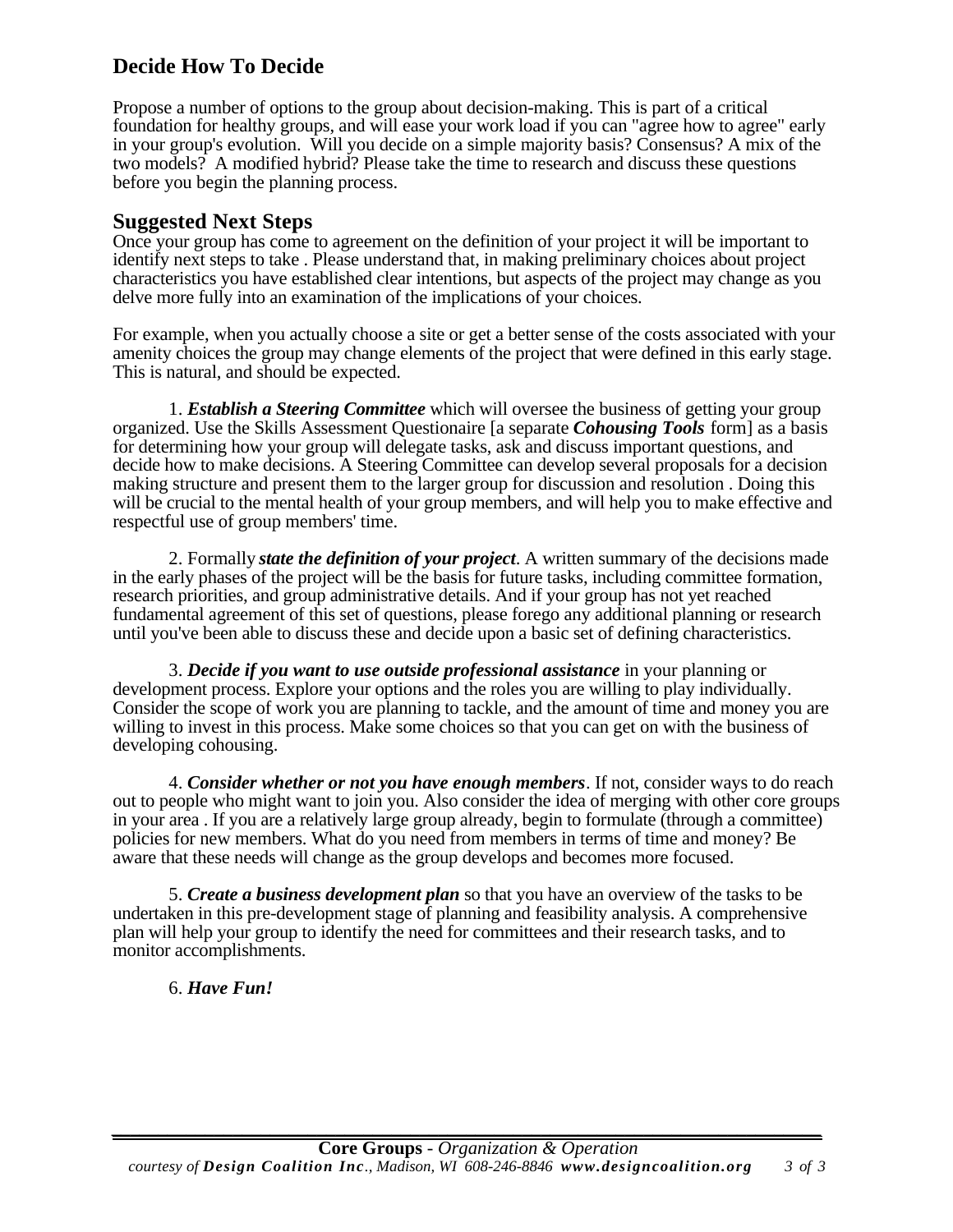## Decide How To Decide

Propose a number of options to the group about decision-making. This is part of a critical foundation for healthy groups, and will ease your work load if you can "agree how to agree" early in your group's evolution. Will you decide on a simple majority basis? Consensus? A mix of the two models? A modified hybrid? Please take the time to research and discuss these questions before you begin the planning process.

## Suggested Next Steps

Once your group has come to agreement on the definition of your project it will be important to identify next steps to take . Please understand that, in making preliminary choices about project characteristics you have established clear intentions, but aspects of the project may change as you delve more fully into an examination of the implications of your choices.

For example, when you actually choose a site or get a better sense of the costs associated with your amenity choices the group may change elements of the project that were defined in this early stage. This is natural, and should be expected.

1. ***Establish a Steering Committee*** which will oversee the business of getting your group organized. Use the Skills Assessment Questionaire [a separate ***Cohousing Tools*** form] as a basis for determining how your group will delegate tasks, ask and discuss important questions, and decide how to make decisions. A Steering Committee can develop several proposals for a decision making structure and present them to the larger group for discussion and resolution . Doing this will be crucial to the mental health of your group members, and will help you to make effective and respectful use of group members' time.

2. Formally ***state the definition of your project***. A written summary of the decisions made in the early phases of the project will be the basis for future tasks, including committee formation, research priorities, and group administrative details. And if your group has not yet reached fundamental agreement of this set of questions, please forego any additional planning or research until you've been able to discuss these and decide upon a basic set of defining characteristics.

3. ***Decide if you want to use outside professional assistance*** in your planning or development process. Explore your options and the roles you are willing to play individually. Consider the scope of work you are planning to tackle, and the amount of time and money you are willing to invest in this process. Make some choices so that you can get on with the business of developing cohousing.

4. ***Consider whether or not you have enough members***. If not, consider ways to do reach out to people who might want to join you. Also consider the idea of merging with other core groups in your area . If you are a relatively large group already, begin to formulate (through a committee) policies for new members. What do you need from members in terms of time and money? Be aware that these needs will change as the group develops and becomes more focused.

5. ***Create a business development plan*** so that you have an overview of the tasks to be undertaken in this pre-development stage of planning and feasibility analysis. A comprehensive plan will help your group to identify the need for committees and their research tasks, and to monitor accomplishments.

6. ***Have Fun!***